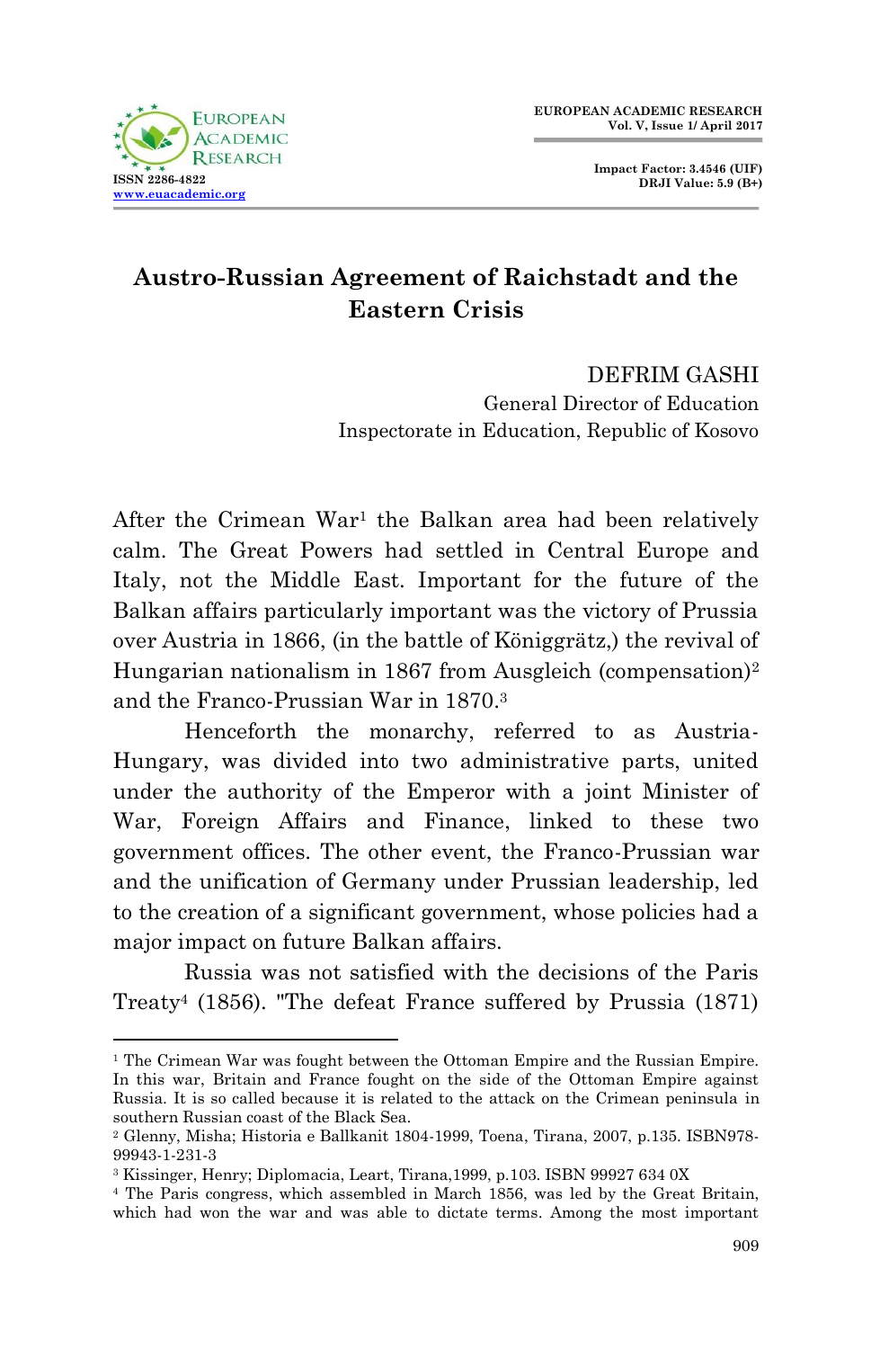# Austro-Russian Agreement of Raichstadt and the Eastern Crisis

DEFRIM GASHI
General Director of Education
Inspectorate in Education, Republic of Kosovo

After the Crimean War[1] the Balkan area had been relatively calm. The Great Powers had settled in Central Europe and Italy, not the Middle East. Important for the future of the Balkan affairs particularly important was the victory of Prussia over Austria in 1866, (in the battle of Königgrätz,) the revival of Hungarian nationalism in 1867 from Ausgleich (compensation)[2] and the Franco-Prussian War in 1870.[3]

Henceforth the monarchy, referred to as Austria-Hungary, was divided into two administrative parts, united under the authority of the Emperor with a joint Minister of War, Foreign Affairs and Finance, linked to these two government offices. The other event, the Franco-Prussian war and the unification of Germany under Prussian leadership, led to the creation of a significant government, whose policies had a major impact on future Balkan affairs.

Russia was not satisfied with the decisions of the Paris Treaty[4] (1856). "The defeat France suffered by Prussia (1871)

---

[1] The Crimean War was fought between the Ottoman Empire and the Russian Empire. In this war, Britain and France fought on the side of the Ottoman Empire against Russia. It is so called because it is related to the attack on the Crimean peninsula in southern Russian coast of the Black Sea.

[2] Glenny, Misha; Historia e Ballkanit 1804-1999, Toena, Tirana, 2007, p.135. ISBN978-99943-1-231-3

[3] Kissinger, Henry; Diplomacia, Leart, Tirana,1999, p.103. ISBN 99927 634 0X

[4] The Paris congress, which assembled in March 1856, was led by the Great Britain, which had won the war and was able to dictate terms. Among the most important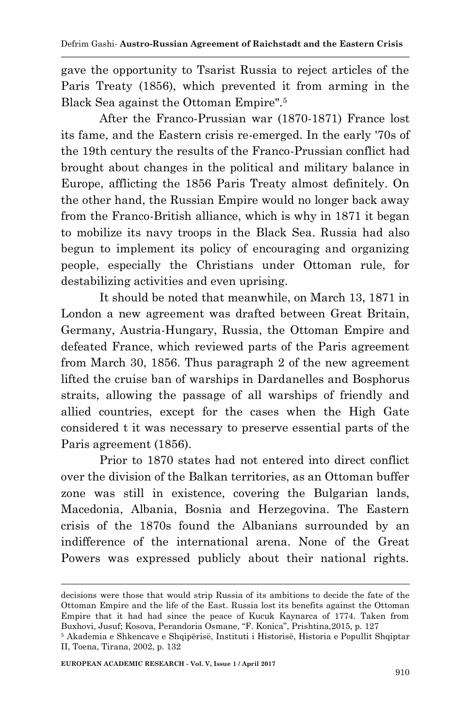gave the opportunity to Tsarist Russia to reject articles of the Paris Treaty (1856), which prevented it from arming in the Black Sea against the Ottoman Empire".[5]

After the Franco-Prussian war (1870-1871) France lost its fame, and the Eastern crisis re-emerged. In the early '70s of the 19th century the results of the Franco-Prussian conflict had brought about changes in the political and military balance in Europe, afflicting the 1856 Paris Treaty almost definitely. On the other hand, the Russian Empire would no longer back away from the Franco-British alliance, which is why in 1871 it began to mobilize its navy troops in the Black Sea. Russia had also begun to implement its policy of encouraging and organizing people, especially the Christians under Ottoman rule, for destabilizing activities and even uprising.

It should be noted that meanwhile, on March 13, 1871 in London a new agreement was drafted between Great Britain, Germany, Austria-Hungary, Russia, the Ottoman Empire and defeated France, which reviewed parts of the Paris agreement from March 30, 1856. Thus paragraph 2 of the new agreement lifted the cruise ban of warships in Dardanelles and Bosphorus straits, allowing the passage of all warships of friendly and allied countries, except for the cases when the High Gate considered t it was necessary to preserve essential parts of the Paris agreement (1856).

Prior to 1870 states had not entered into direct conflict over the division of the Balkan territories, as an Ottoman buffer zone was still in existence, covering the Bulgarian lands, Macedonia, Albania, Bosnia and Herzegovina. The Eastern crisis of the 1870s found the Albanians surrounded by an indifference of the international arena. None of the Great Powers was expressed publicly about their national rights.

---

decisions were those that would strip Russia of its ambitions to decide the fate of the Ottoman Empire and the life of the East. Russia lost its benefits against the Ottoman Empire that it had had since the peace of Kucuk Kaynarca of 1774. Taken from Buxhovi, Jusuf; Kosova, Perandoria Osmane, "F. Konica", Prishtina,2015, p. 127

[5] Akademia e Shkencave e Shqipërisë, Instituti i Historisë, Historia e Popullit Shqiptar II, Toena, Tirana, 2002, p. 132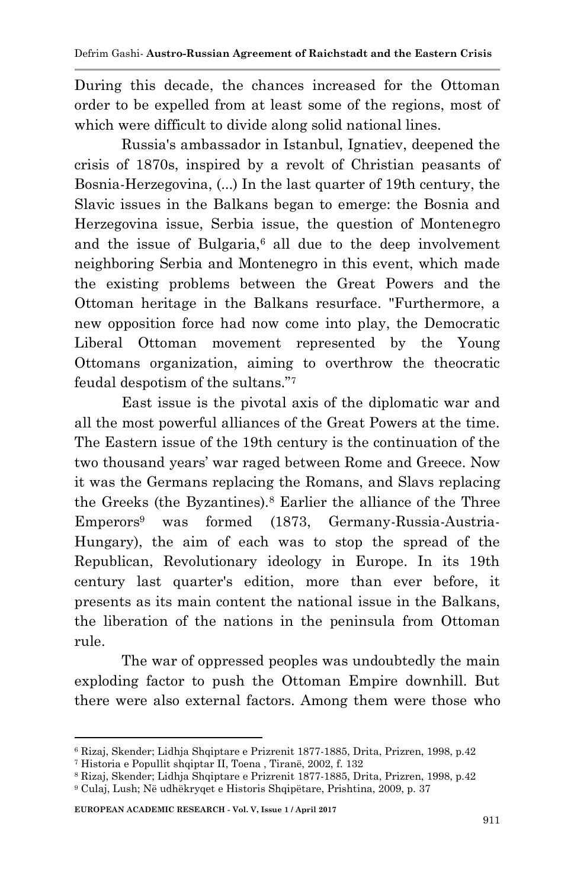During this decade, the chances increased for the Ottoman order to be expelled from at least some of the regions, most of which were difficult to divide along solid national lines.

Russia's ambassador in Istanbul, Ignatiev, deepened the crisis of 1870s, inspired by a revolt of Christian peasants of Bosnia-Herzegovina, (...) In the last quarter of 19th century, the Slavic issues in the Balkans began to emerge: the Bosnia and Herzegovina issue, Serbia issue, the question of Montenegro and the issue of Bulgaria,[6] all due to the deep involvement neighboring Serbia and Montenegro in this event, which made the existing problems between the Great Powers and the Ottoman heritage in the Balkans resurface. "Furthermore, a new opposition force had now come into play, the Democratic Liberal Ottoman movement represented by the Young Ottomans organization, aiming to overthrow the theocratic feudal despotism of the sultans."[7]

East issue is the pivotal axis of the diplomatic war and all the most powerful alliances of the Great Powers at the time. The Eastern issue of the 19th century is the continuation of the two thousand years' war raged between Rome and Greece. Now it was the Germans replacing the Romans, and Slavs replacing the Greeks (the Byzantines).[8] Earlier the alliance of the Three Emperors[9] was formed (1873, Germany-Russia-Austria-Hungary), the aim of each was to stop the spread of the Republican, Revolutionary ideology in Europe. In its 19th century last quarter's edition, more than ever before, it presents as its main content the national issue in the Balkans, the liberation of the nations in the peninsula from Ottoman rule.

The war of oppressed peoples was undoubtedly the main exploding factor to push the Ottoman Empire downhill. But there were also external factors. Among them were those who

---

[6] Rizaj, Skender; Lidhja Shqiptare e Prizrenit 1877-1885, Drita, Prizren, 1998, p.42

[7] Historia e Popullit shqiptar II, Toena , Tiranë, 2002, f. 132

[8] Rizaj, Skender; Lidhja Shqiptare e Prizrenit 1877-1885, Drita, Prizren, 1998, p.42

[9] Culaj, Lush; Në udhëkryqet e Historis Shqipëtare, Prishtina, 2009, p. 37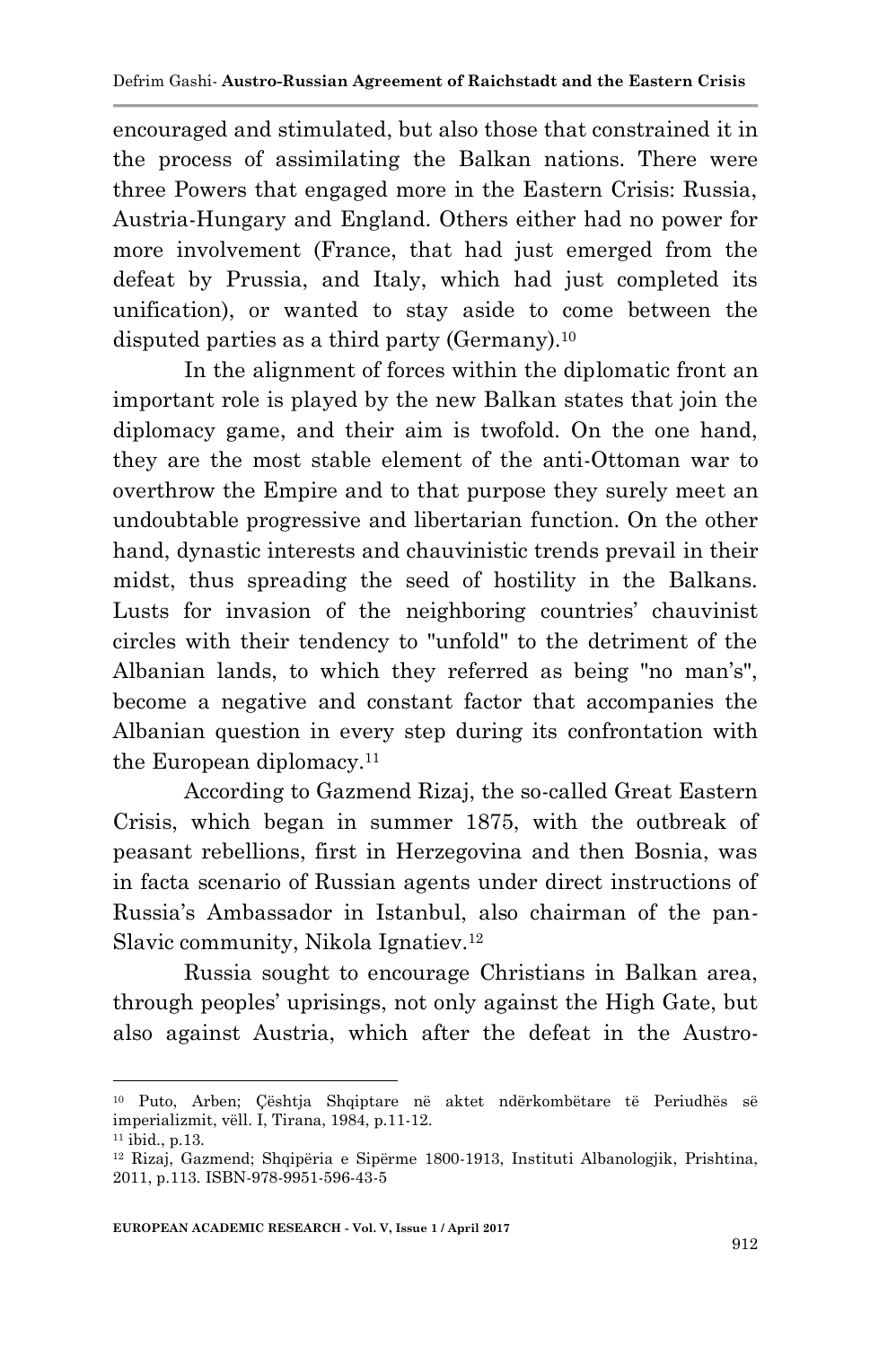encouraged and stimulated, but also those that constrained it in the process of assimilating the Balkan nations. There were three Powers that engaged more in the Eastern Crisis: Russia, Austria-Hungary and England. Others either had no power for more involvement (France, that had just emerged from the defeat by Prussia, and Italy, which had just completed its unification), or wanted to stay aside to come between the disputed parties as a third party (Germany).[10]

In the alignment of forces within the diplomatic front an important role is played by the new Balkan states that join the diplomacy game, and their aim is twofold. On the one hand, they are the most stable element of the anti-Ottoman war to overthrow the Empire and to that purpose they surely meet an undoubtable progressive and libertarian function. On the other hand, dynastic interests and chauvinistic trends prevail in their midst, thus spreading the seed of hostility in the Balkans. Lusts for invasion of the neighboring countries' chauvinist circles with their tendency to "unfold" to the detriment of the Albanian lands, to which they referred as being "no man's", become a negative and constant factor that accompanies the Albanian question in every step during its confrontation with the European diplomacy.[11]

According to Gazmend Rizaj, the so-called Great Eastern Crisis, which began in summer 1875, with the outbreak of peasant rebellions, first in Herzegovina and then Bosnia, was in facta scenario of Russian agents under direct instructions of Russia's Ambassador in Istanbul, also chairman of the pan-Slavic community, Nikola Ignatiev.[12]

Russia sought to encourage Christians in Balkan area, through peoples' uprisings, not only against the High Gate, but also against Austria, which after the defeat in the Austro-

---

[10] Puto, Arben; Çështja Shqiptare në aktet ndërkombëtare të Periudhës së imperializmit, vëll. I, Tirana, 1984, p.11-12.

[11] ibid., p.13.

[12] Rizaj, Gazmend; Shqipëria e Sipërme 1800-1913, Instituti Albanologjik, Prishtina, 2011, p.113. ISBN-978-9951-596-43-5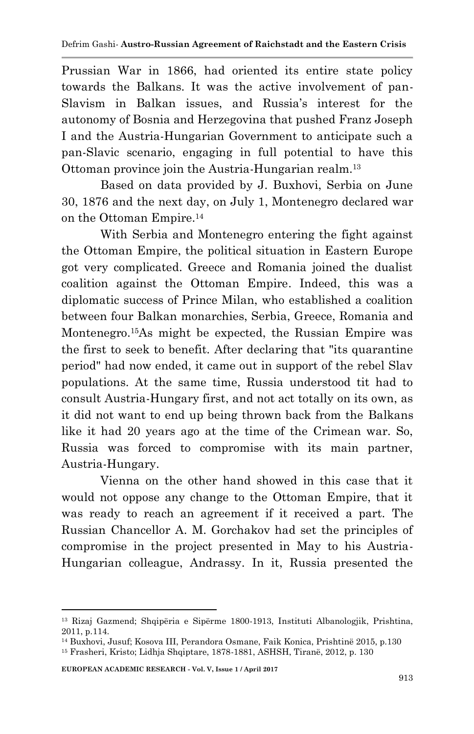Prussian War in 1866, had oriented its entire state policy towards the Balkans. It was the active involvement of pan-Slavism in Balkan issues, and Russia's interest for the autonomy of Bosnia and Herzegovina that pushed Franz Joseph I and the Austria-Hungarian Government to anticipate such a pan-Slavic scenario, engaging in full potential to have this Ottoman province join the Austria-Hungarian realm.[13]

Based on data provided by J. Buxhovi, Serbia on June 30, 1876 and the next day, on July 1, Montenegro declared war on the Ottoman Empire.[14]

With Serbia and Montenegro entering the fight against the Ottoman Empire, the political situation in Eastern Europe got very complicated. Greece and Romania joined the dualist coalition against the Ottoman Empire. Indeed, this was a diplomatic success of Prince Milan, who established a coalition between four Balkan monarchies, Serbia, Greece, Romania and Montenegro.[15]As might be expected, the Russian Empire was the first to seek to benefit. After declaring that "its quarantine period" had now ended, it came out in support of the rebel Slav populations. At the same time, Russia understood tit had to consult Austria-Hungary first, and not act totally on its own, as it did not want to end up being thrown back from the Balkans like it had 20 years ago at the time of the Crimean war. So, Russia was forced to compromise with its main partner, Austria-Hungary.

Vienna on the other hand showed in this case that it would not oppose any change to the Ottoman Empire, that it was ready to reach an agreement if it received a part. The Russian Chancellor A. M. Gorchakov had set the principles of compromise in the project presented in May to his Austria-Hungarian colleague, Andrassy. In it, Russia presented the

---

[13] Rizaj Gazmend; Shqipëria e Sipërme 1800-1913, Instituti Albanologjik, Prishtina, 2011, p.114.

[14] Buxhovi, Jusuf; Kosova III, Perandora Osmane, Faik Konica, Prishtinë 2015, p.130

[15] Frasheri, Kristo; Lidhja Shqiptare, 1878-1881, ASHSH, Tiranë, 2012, p. 130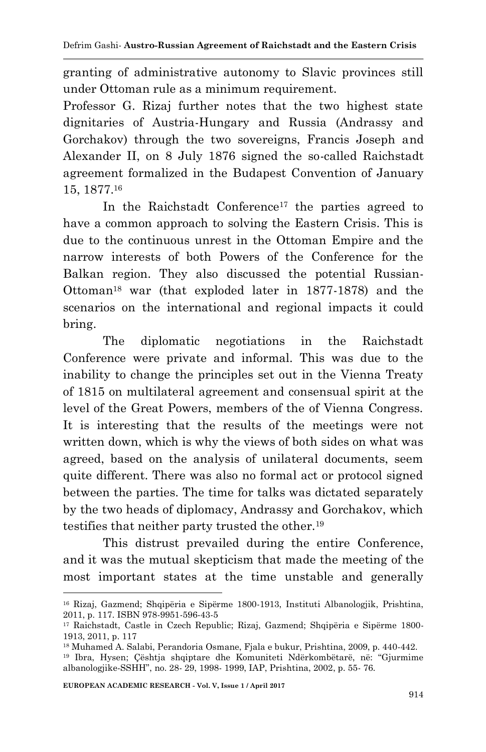granting of administrative autonomy to Slavic provinces still under Ottoman rule as a minimum requirement.

Professor G. Rizaj further notes that the two highest state dignitaries of Austria-Hungary and Russia (Andrassy and Gorchakov) through the two sovereigns, Francis Joseph and Alexander II, on 8 July 1876 signed the so-called Raichstadt agreement formalized in the Budapest Convention of January 15, 1877.[16]

In the Raichstadt Conference[17] the parties agreed to have a common approach to solving the Eastern Crisis. This is due to the continuous unrest in the Ottoman Empire and the narrow interests of both Powers of the Conference for the Balkan region. They also discussed the potential Russian-Ottoman[18] war (that exploded later in 1877-1878) and the scenarios on the international and regional impacts it could bring.

The diplomatic negotiations in the Raichstadt Conference were private and informal. This was due to the inability to change the principles set out in the Vienna Treaty of 1815 on multilateral agreement and consensual spirit at the level of the Great Powers, members of the of Vienna Congress. It is interesting that the results of the meetings were not written down, which is why the views of both sides on what was agreed, based on the analysis of unilateral documents, seem quite different. There was also no formal act or protocol signed between the parties. The time for talks was dictated separately by the two heads of diplomacy, Andrassy and Gorchakov, which testifies that neither party trusted the other.[19]

This distrust prevailed during the entire Conference, and it was the mutual skepticism that made the meeting of the most important states at the time unstable and generally

---

[16] Rizaj, Gazmend; Shqipëria e Sipërme 1800-1913, Instituti Albanologjik, Prishtina, 2011, p. 117. ISBN 978-9951-596-43-5

[17] Raichstadt, Castle in Czech Republic; Rizaj, Gazmend; Shqipëria e Sipërme 1800-1913, 2011, p. 117

[18] Muhamed A. Salabi, Perandoria Osmane, Fjala e bukur, Prishtina, 2009, p. 440-442.

[19] Ibra, Hysen; Çështja shqiptare dhe Komuniteti Ndërkombëtarë, në: "Gjurmime albanologjike-SSHH", no. 28- 29, 1998- 1999, IAP, Prishtina, 2002, p. 55- 76.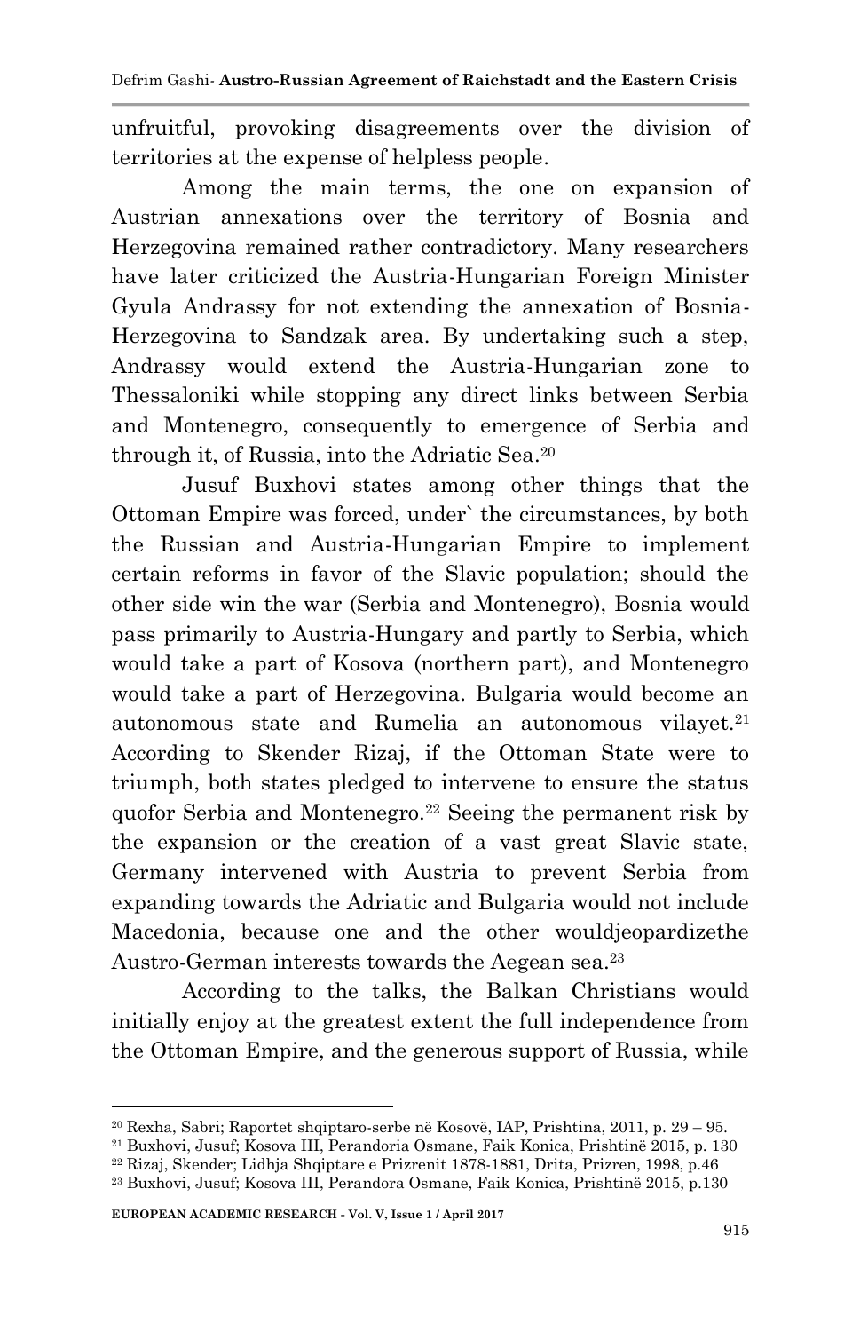unfruitful, provoking disagreements over the division of territories at the expense of helpless people.

Among the main terms, the one on expansion of Austrian annexations over the territory of Bosnia and Herzegovina remained rather contradictory. Many researchers have later criticized the Austria-Hungarian Foreign Minister Gyula Andrassy for not extending the annexation of Bosnia-Herzegovina to Sandzak area. By undertaking such a step, Andrassy would extend the Austria-Hungarian zone to Thessaloniki while stopping any direct links between Serbia and Montenegro, consequently to emergence of Serbia and through it, of Russia, into the Adriatic Sea.[20]

Jusuf Buxhovi states among other things that the Ottoman Empire was forced, under` the circumstances, by both the Russian and Austria-Hungarian Empire to implement certain reforms in favor of the Slavic population; should the other side win the war (Serbia and Montenegro), Bosnia would pass primarily to Austria-Hungary and partly to Serbia, which would take a part of Kosova (northern part), and Montenegro would take a part of Herzegovina. Bulgaria would become an autonomous state and Rumelia an autonomous vilayet.[21] According to Skender Rizaj, if the Ottoman State were to triumph, both states pledged to intervene to ensure the status quofor Serbia and Montenegro.[22] Seeing the permanent risk by the expansion or the creation of a vast great Slavic state, Germany intervened with Austria to prevent Serbia from expanding towards the Adriatic and Bulgaria would not include Macedonia, because one and the other wouldjeopardizethe Austro-German interests towards the Aegean sea.[23]

According to the talks, the Balkan Christians would initially enjoy at the greatest extent the full independence from the Ottoman Empire, and the generous support of Russia, while

---

[20] Rexha, Sabri; Raportet shqiptaro-serbe në Kosovë, IAP, Prishtina, 2011, p. 29 – 95.

[21] Buxhovi, Jusuf; Kosova III, Perandoria Osmane, Faik Konica, Prishtinë 2015, p. 130

[22] Rizaj, Skender; Lidhja Shqiptare e Prizrenit 1878-1881, Drita, Prizren, 1998, p.46

[23] Buxhovi, Jusuf; Kosova III, Perandora Osmane, Faik Konica, Prishtinë 2015, p.130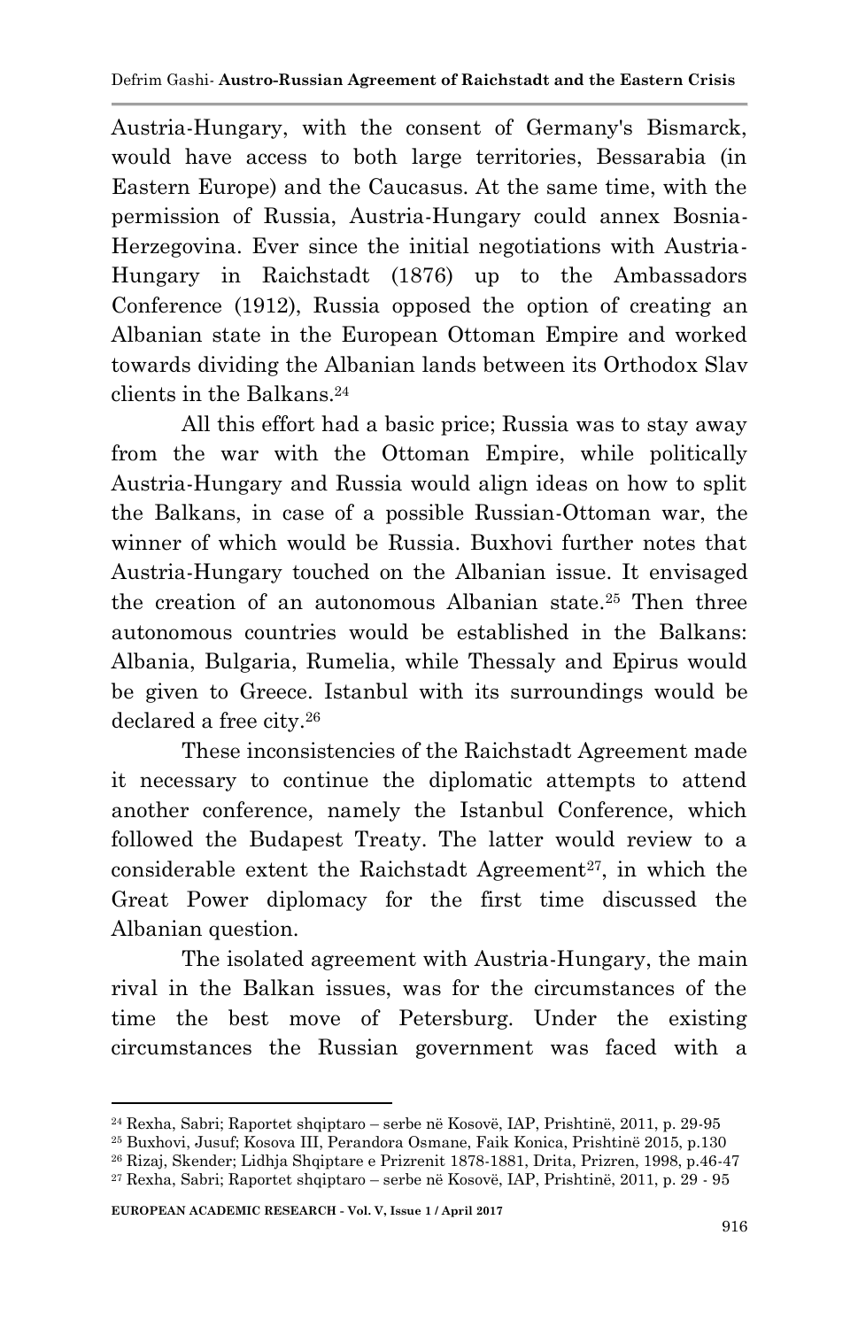Austria-Hungary, with the consent of Germany's Bismarck, would have access to both large territories, Bessarabia (in Eastern Europe) and the Caucasus. At the same time, with the permission of Russia, Austria-Hungary could annex Bosnia-Herzegovina. Ever since the initial negotiations with Austria-Hungary in Raichstadt (1876) up to the Ambassadors Conference (1912), Russia opposed the option of creating an Albanian state in the European Ottoman Empire and worked towards dividing the Albanian lands between its Orthodox Slav clients in the Balkans.[24]

All this effort had a basic price; Russia was to stay away from the war with the Ottoman Empire, while politically Austria-Hungary and Russia would align ideas on how to split the Balkans, in case of a possible Russian-Ottoman war, the winner of which would be Russia. Buxhovi further notes that Austria-Hungary touched on the Albanian issue. It envisaged the creation of an autonomous Albanian state.[25] Then three autonomous countries would be established in the Balkans: Albania, Bulgaria, Rumelia, while Thessaly and Epirus would be given to Greece. Istanbul with its surroundings would be declared a free city.[26]

These inconsistencies of the Raichstadt Agreement made it necessary to continue the diplomatic attempts to attend another conference, namely the Istanbul Conference, which followed the Budapest Treaty. The latter would review to a considerable extent the Raichstadt Agreement[27], in which the Great Power diplomacy for the first time discussed the Albanian question.

The isolated agreement with Austria-Hungary, the main rival in the Balkan issues, was for the circumstances of the time the best move of Petersburg. Under the existing circumstances the Russian government was faced with a

---

[24] Rexha, Sabri; Raportet shqiptaro – serbe në Kosovë, IAP, Prishtinë, 2011, p. 29-95

[25] Buxhovi, Jusuf; Kosova III, Perandora Osmane, Faik Konica, Prishtinë 2015, p.130

[26] Rizaj, Skender; Lidhja Shqiptare e Prizrenit 1878-1881, Drita, Prizren, 1998, p.46-47

[27] Rexha, Sabri; Raportet shqiptaro – serbe në Kosovë, IAP, Prishtinë, 2011, p. 29 - 95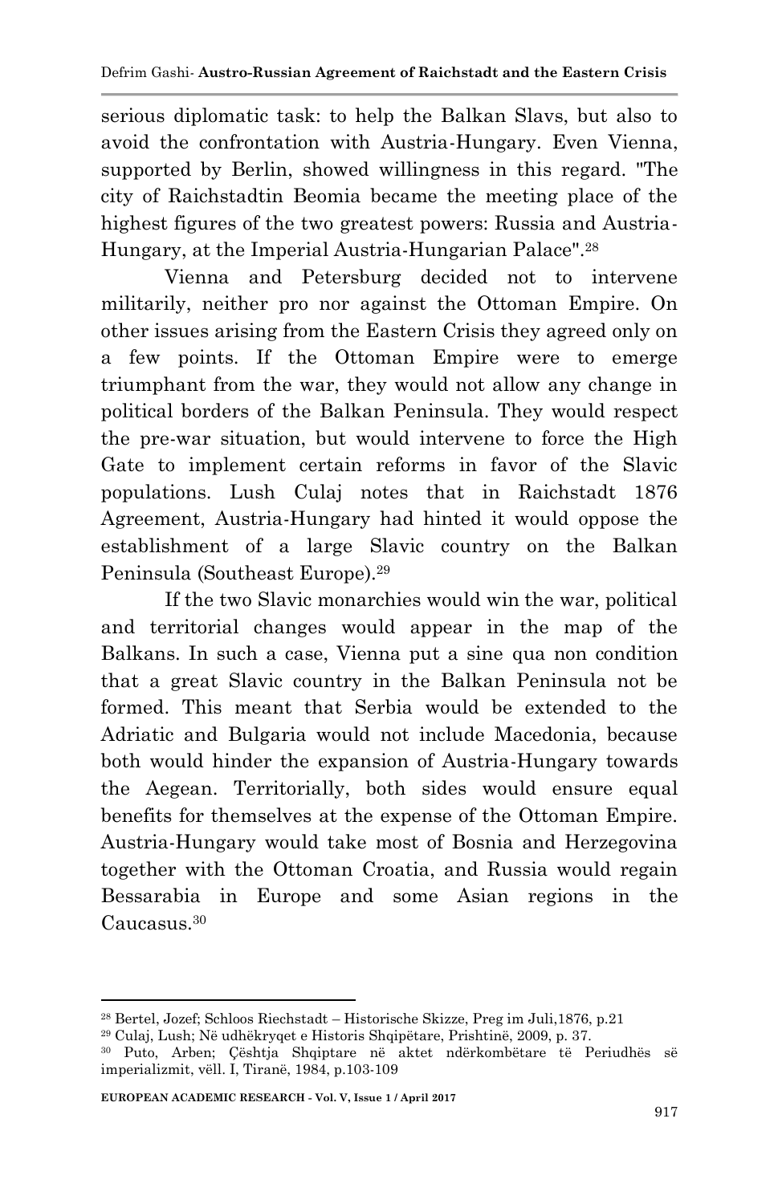serious diplomatic task: to help the Balkan Slavs, but also to avoid the confrontation with Austria-Hungary. Even Vienna, supported by Berlin, showed willingness in this regard. "The city of Raichstadtin Beomia became the meeting place of the highest figures of the two greatest powers: Russia and Austria-Hungary, at the Imperial Austria-Hungarian Palace".[28]

Vienna and Petersburg decided not to intervene militarily, neither pro nor against the Ottoman Empire. On other issues arising from the Eastern Crisis they agreed only on a few points. If the Ottoman Empire were to emerge triumphant from the war, they would not allow any change in political borders of the Balkan Peninsula. They would respect the pre-war situation, but would intervene to force the High Gate to implement certain reforms in favor of the Slavic populations. Lush Culaj notes that in Raichstadt 1876 Agreement, Austria-Hungary had hinted it would oppose the establishment of a large Slavic country on the Balkan Peninsula (Southeast Europe).[29]

If the two Slavic monarchies would win the war, political and territorial changes would appear in the map of the Balkans. In such a case, Vienna put a sine qua non condition that a great Slavic country in the Balkan Peninsula not be formed. This meant that Serbia would be extended to the Adriatic and Bulgaria would not include Macedonia, because both would hinder the expansion of Austria-Hungary towards the Aegean. Territorially, both sides would ensure equal benefits for themselves at the expense of the Ottoman Empire. Austria-Hungary would take most of Bosnia and Herzegovina together with the Ottoman Croatia, and Russia would regain Bessarabia in Europe and some Asian regions in the Caucasus.[30]

---

[28] Bertel, Jozef; Schloos Riechstadt – Historische Skizze, Preg im Juli,1876, p.21

[29] Culaj, Lush; Në udhëkryqet e Historis Shqipëtare, Prishtinë, 2009, p. 37.

[30] Puto, Arben; Çështja Shqiptare në aktet ndërkombëtare të Periudhës së imperializmit, vëll. I, Tiranë, 1984, p.103-109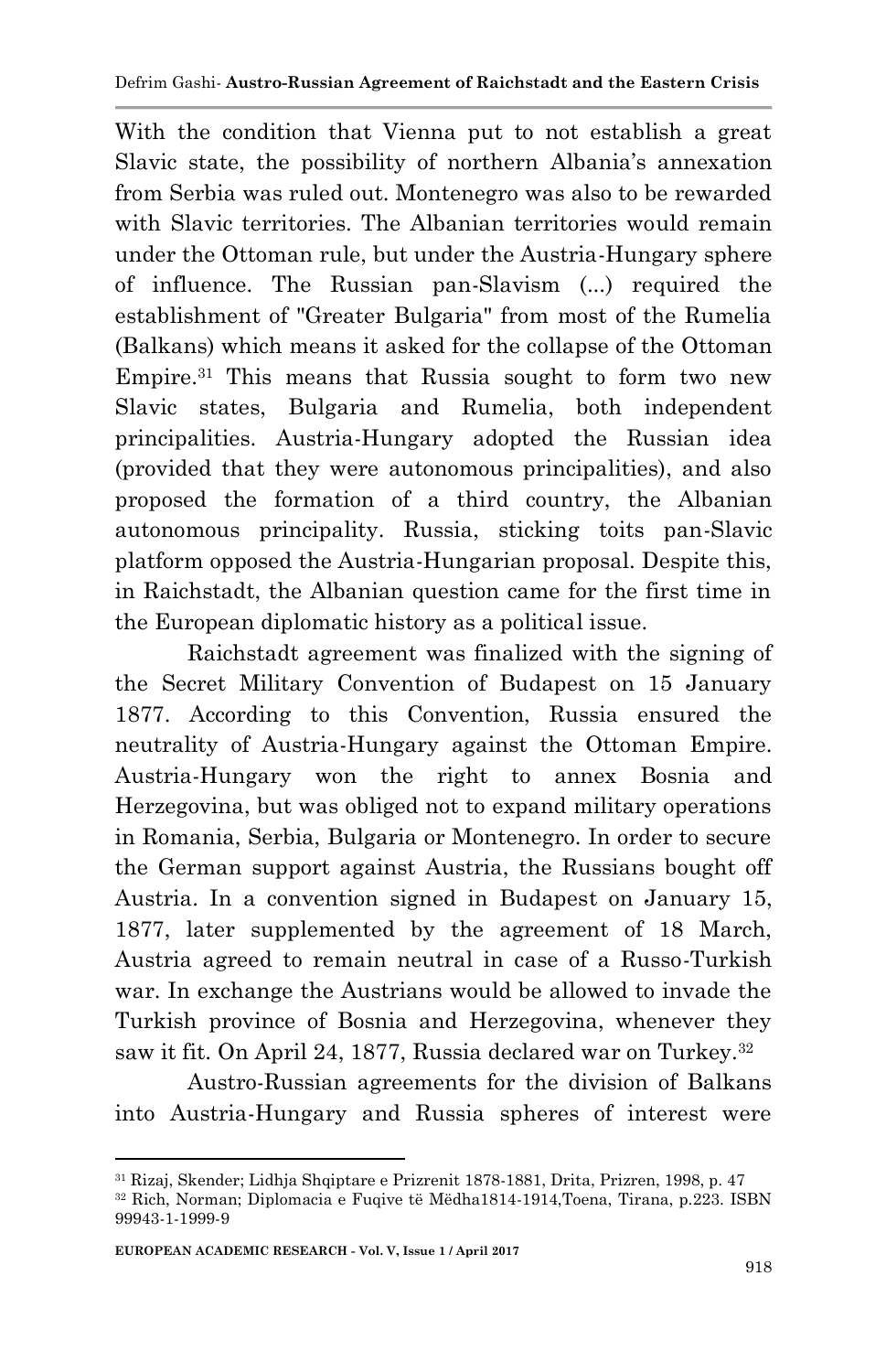With the condition that Vienna put to not establish a great Slavic state, the possibility of northern Albania's annexation from Serbia was ruled out. Montenegro was also to be rewarded with Slavic territories. The Albanian territories would remain under the Ottoman rule, but under the Austria-Hungary sphere of influence. The Russian pan-Slavism (...) required the establishment of "Greater Bulgaria" from most of the Rumelia (Balkans) which means it asked for the collapse of the Ottoman Empire.[31] This means that Russia sought to form two new Slavic states, Bulgaria and Rumelia, both independent principalities. Austria-Hungary adopted the Russian idea (provided that they were autonomous principalities), and also proposed the formation of a third country, the Albanian autonomous principality. Russia, sticking toits pan-Slavic platform opposed the Austria-Hungarian proposal. Despite this, in Raichstadt, the Albanian question came for the first time in the European diplomatic history as a political issue.

Raichstadt agreement was finalized with the signing of the Secret Military Convention of Budapest on 15 January 1877. According to this Convention, Russia ensured the neutrality of Austria-Hungary against the Ottoman Empire. Austria-Hungary won the right to annex Bosnia and Herzegovina, but was obliged not to expand military operations in Romania, Serbia, Bulgaria or Montenegro. In order to secure the German support against Austria, the Russians bought off Austria. In a convention signed in Budapest on January 15, 1877, later supplemented by the agreement of 18 March, Austria agreed to remain neutral in case of a Russo-Turkish war. In exchange the Austrians would be allowed to invade the Turkish province of Bosnia and Herzegovina, whenever they saw it fit. On April 24, 1877, Russia declared war on Turkey.[32]

Austro-Russian agreements for the division of Balkans into Austria-Hungary and Russia spheres of interest were

---

[31] Rizaj, Skender; Lidhja Shqiptare e Prizrenit 1878-1881, Drita, Prizren, 1998, p. 47

[32] Rich, Norman; Diplomacia e Fuqive të Mëdha1814-1914,Toena, Tirana, p.223. ISBN 99943-1-1999-9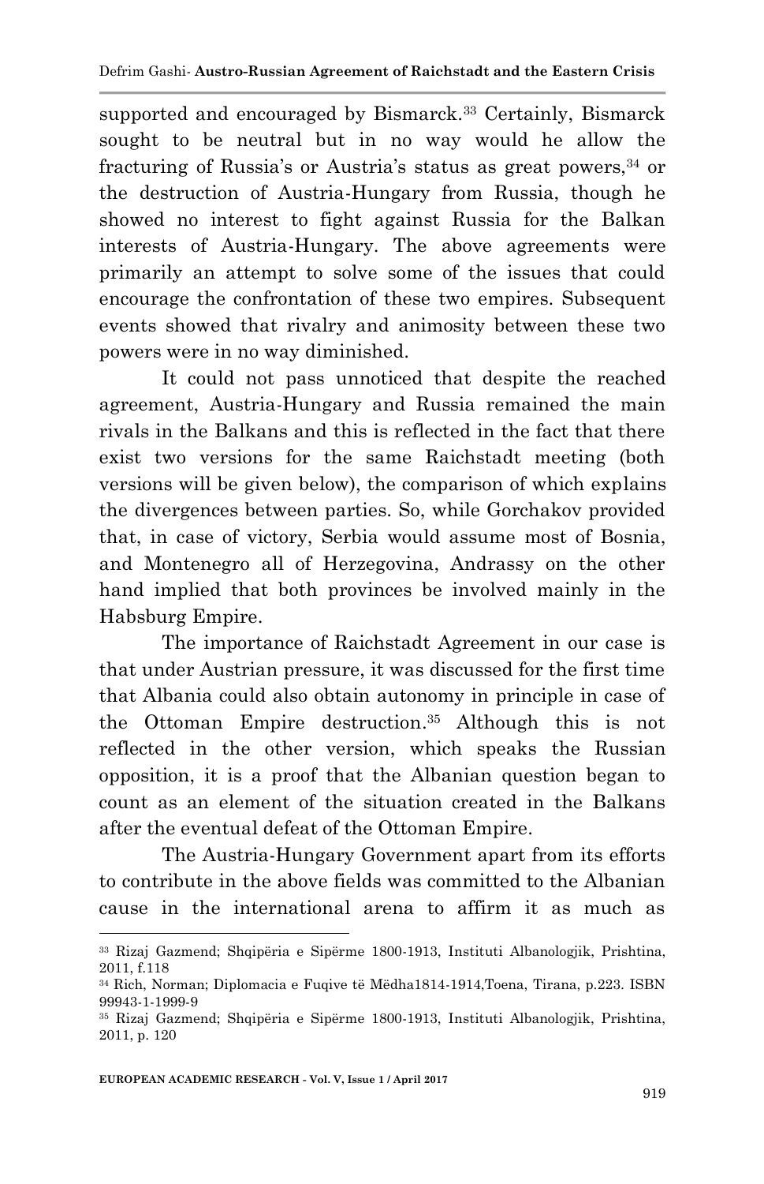supported and encouraged by Bismarck.[33] Certainly, Bismarck sought to be neutral but in no way would he allow the fracturing of Russia's or Austria's status as great powers,[34] or the destruction of Austria-Hungary from Russia, though he showed no interest to fight against Russia for the Balkan interests of Austria-Hungary. The above agreements were primarily an attempt to solve some of the issues that could encourage the confrontation of these two empires. Subsequent events showed that rivalry and animosity between these two powers were in no way diminished.

It could not pass unnoticed that despite the reached agreement, Austria-Hungary and Russia remained the main rivals in the Balkans and this is reflected in the fact that there exist two versions for the same Raichstadt meeting (both versions will be given below), the comparison of which explains the divergences between parties. So, while Gorchakov provided that, in case of victory, Serbia would assume most of Bosnia, and Montenegro all of Herzegovina, Andrassy on the other hand implied that both provinces be involved mainly in the Habsburg Empire.

The importance of Raichstadt Agreement in our case is that under Austrian pressure, it was discussed for the first time that Albania could also obtain autonomy in principle in case of the Ottoman Empire destruction.[35] Although this is not reflected in the other version, which speaks the Russian opposition, it is a proof that the Albanian question began to count as an element of the situation created in the Balkans after the eventual defeat of the Ottoman Empire.

The Austria-Hungary Government apart from its efforts to contribute in the above fields was committed to the Albanian cause in the international arena to affirm it as much as

---

[33] Rizaj Gazmend; Shqipëria e Sipërme 1800-1913, Instituti Albanologjik, Prishtina, 2011, f.118

[34] Rich, Norman; Diplomacia e Fuqive të Mëdha1814-1914,Toena, Tirana, p.223. ISBN 99943-1-1999-9

[35] Rizaj Gazmend; Shqipëria e Sipërme 1800-1913, Instituti Albanologjik, Prishtina, 2011, p. 120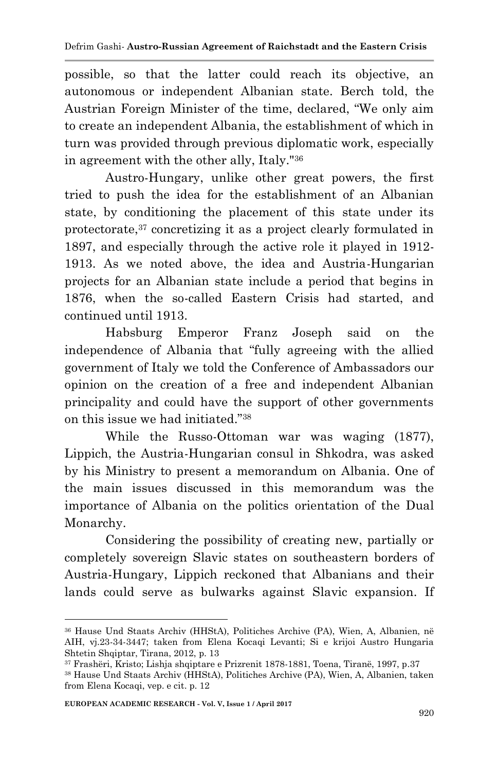possible, so that the latter could reach its objective, an autonomous or independent Albanian state. Berch told, the Austrian Foreign Minister of the time, declared, "We only aim to create an independent Albania, the establishment of which in turn was provided through previous diplomatic work, especially in agreement with the other ally, Italy."[36]

Austro-Hungary, unlike other great powers, the first tried to push the idea for the establishment of an Albanian state, by conditioning the placement of this state under its protectorate,[37] concretizing it as a project clearly formulated in 1897, and especially through the active role it played in 1912-1913. As we noted above, the idea and Austria-Hungarian projects for an Albanian state include a period that begins in 1876, when the so-called Eastern Crisis had started, and continued until 1913.

Habsburg Emperor Franz Joseph said on the independence of Albania that "fully agreeing with the allied government of Italy we told the Conference of Ambassadors our opinion on the creation of a free and independent Albanian principality and could have the support of other governments on this issue we had initiated."[38]

While the Russo-Ottoman war was waging (1877), Lippich, the Austria-Hungarian consul in Shkodra, was asked by his Ministry to present a memorandum on Albania. One of the main issues discussed in this memorandum was the importance of Albania on the politics orientation of the Dual Monarchy.

Considering the possibility of creating new, partially or completely sovereign Slavic states on southeastern borders of Austria-Hungary, Lippich reckoned that Albanians and their lands could serve as bulwarks against Slavic expansion. If

---

[36] Hause Und Staats Archiv (HHStA), Politiches Archive (PA), Wien, A, Albanien, në AIH, vj.23-34-3447; taken from Elena Kocaqi Levanti; Si e krijoi Austro Hungaria Shtetin Shqiptar, Tirana, 2012, p. 13

[37] Frashëri, Kristo; Lishja shqiptare e Prizrenit 1878-1881, Toena, Tiranë, 1997, p.37

[38] Hause Und Staats Archiv (HHStA), Politiches Archive (PA), Wien, A, Albanien, taken from Elena Kocaqi, vep. e cit. p. 12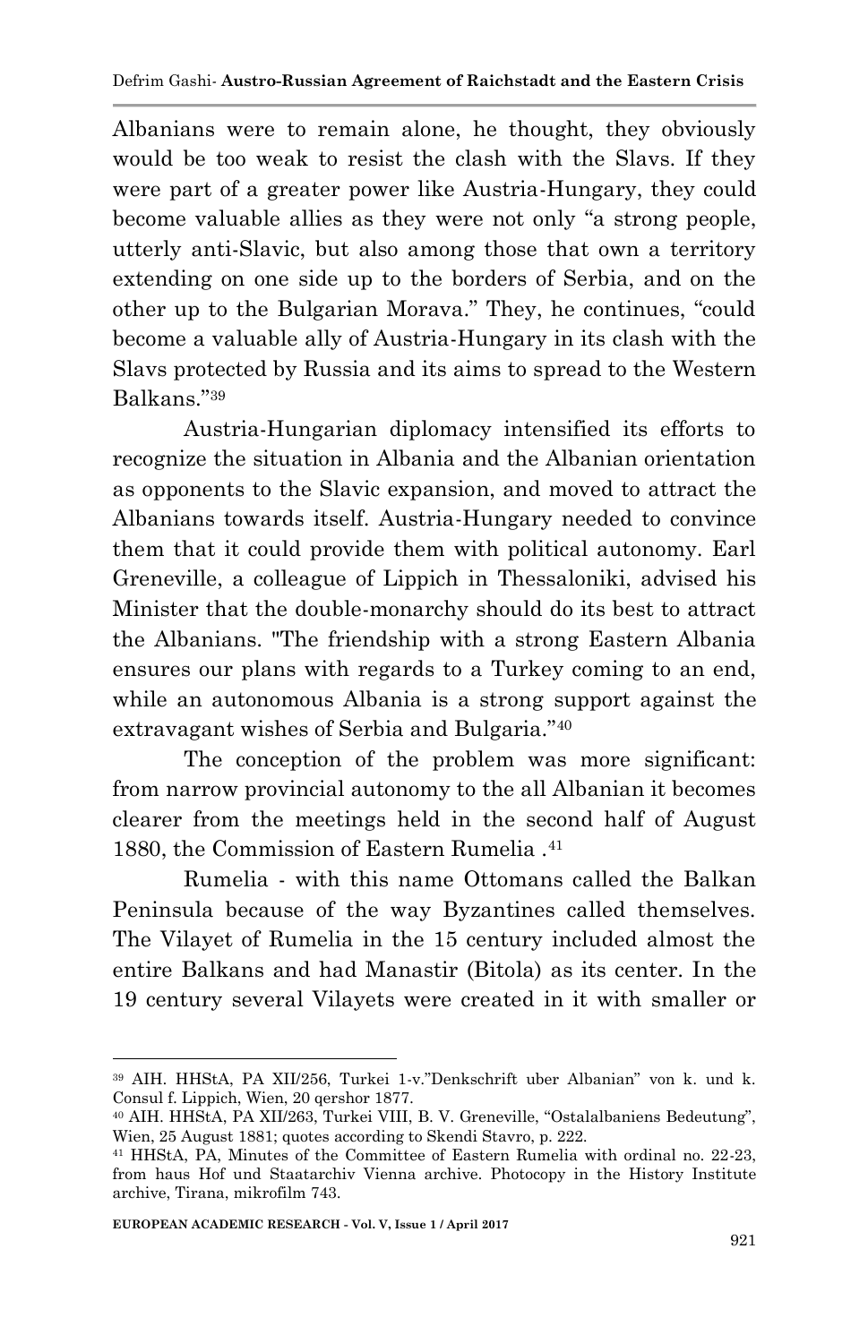Albanians were to remain alone, he thought, they obviously would be too weak to resist the clash with the Slavs. If they were part of a greater power like Austria-Hungary, they could become valuable allies as they were not only “a strong people, utterly anti-Slavic, but also among those that own a territory extending on one side up to the borders of Serbia, and on the other up to the Bulgarian Morava.” They, he continues, “could become a valuable ally of Austria-Hungary in its clash with the Slavs protected by Russia and its aims to spread to the Western Balkans.”[39]

Austria-Hungarian diplomacy intensified its efforts to recognize the situation in Albania and the Albanian orientation as opponents to the Slavic expansion, and moved to attract the Albanians towards itself. Austria-Hungary needed to convince them that it could provide them with political autonomy. Earl Greneville, a colleague of Lippich in Thessaloniki, advised his Minister that the double-monarchy should do its best to attract the Albanians. "The friendship with a strong Eastern Albania ensures our plans with regards to a Turkey coming to an end, while an autonomous Albania is a strong support against the extravagant wishes of Serbia and Bulgaria.”[40]

The conception of the problem was more significant: from narrow provincial autonomy to the all Albanian it becomes clearer from the meetings held in the second half of August 1880, the Commission of Eastern Rumelia .[41]

Rumelia - with this name Ottomans called the Balkan Peninsula because of the way Byzantines called themselves. The Vilayet of Rumelia in the 15 century included almost the entire Balkans and had Manastir (Bitola) as its center. In the 19 century several Vilayets were created in it with smaller or

---

[39] AIH. HHStA, PA XII/256, Turkei 1-v.”Denkschrift uber Albanian” von k. und k. Consul f. Lippich, Wien, 20 qershor 1877.

[40] AIH. HHStA, PA XII/263, Turkei VIII, B. V. Greneville, “Ostalalbaniens Bedeutung”, Wien, 25 August 1881; quotes according to Skendi Stavro, p. 222.

[41] HHStA, PA, Minutes of the Committee of Eastern Rumelia with ordinal no. 22-23, from haus Hof und Staatarchiv Vienna archive. Photocopy in the History Institute archive, Tirana, mikrofilm 743.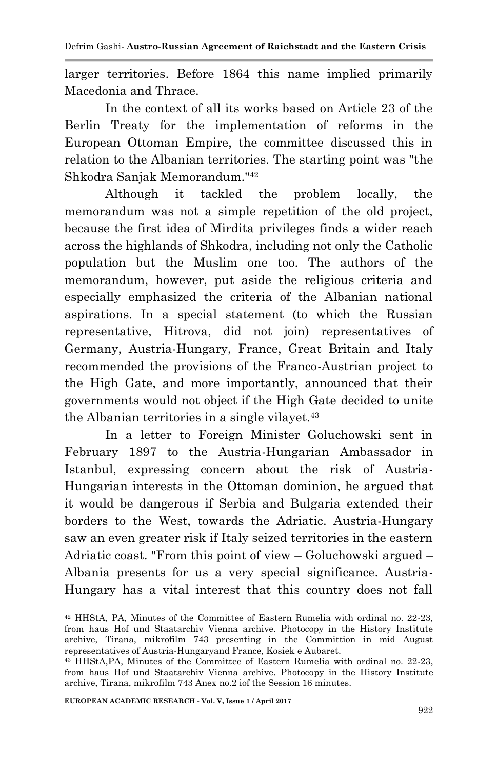larger territories. Before 1864 this name implied primarily Macedonia and Thrace.

In the context of all its works based on Article 23 of the Berlin Treaty for the implementation of reforms in the European Ottoman Empire, the committee discussed this in relation to the Albanian territories. The starting point was "the Shkodra Sanjak Memorandum."[42]

Although it tackled the problem locally, the memorandum was not a simple repetition of the old project, because the first idea of Mirdita privileges finds a wider reach across the highlands of Shkodra, including not only the Catholic population but the Muslim one too. The authors of the memorandum, however, put aside the religious criteria and especially emphasized the criteria of the Albanian national aspirations. In a special statement (to which the Russian representative, Hitrova, did not join) representatives of Germany, Austria-Hungary, France, Great Britain and Italy recommended the provisions of the Franco-Austrian project to the High Gate, and more importantly, announced that their governments would not object if the High Gate decided to unite the Albanian territories in a single vilayet.[43]

In a letter to Foreign Minister Goluchowski sent in February 1897 to the Austria-Hungarian Ambassador in Istanbul, expressing concern about the risk of Austria-Hungarian interests in the Ottoman dominion, he argued that it would be dangerous if Serbia and Bulgaria extended their borders to the West, towards the Adriatic. Austria-Hungary saw an even greater risk if Italy seized territories in the eastern Adriatic coast. "From this point of view – Goluchowski argued – Albania presents for us a very special significance. Austria-Hungary has a vital interest that this country does not fall

---

[42] HHStA, PA, Minutes of the Committee of Eastern Rumelia with ordinal no. 22-23, from haus Hof und Staatarchiv Vienna archive. Photocopy in the History Institute archive, Tirana, mikrofilm 743 presenting in the Commition in mid August representatives of Austria-Hungaryand France, Kosiek e Aubaret.

[43] HHStA,PA, Minutes of the Committee of Eastern Rumelia with ordinal no. 22-23, from haus Hof und Staatarchiv Vienna archive. Photocopy in the History Institute archive, Tirana, mikrofilm 743 Anex no.2 iof the Session 16 minutes.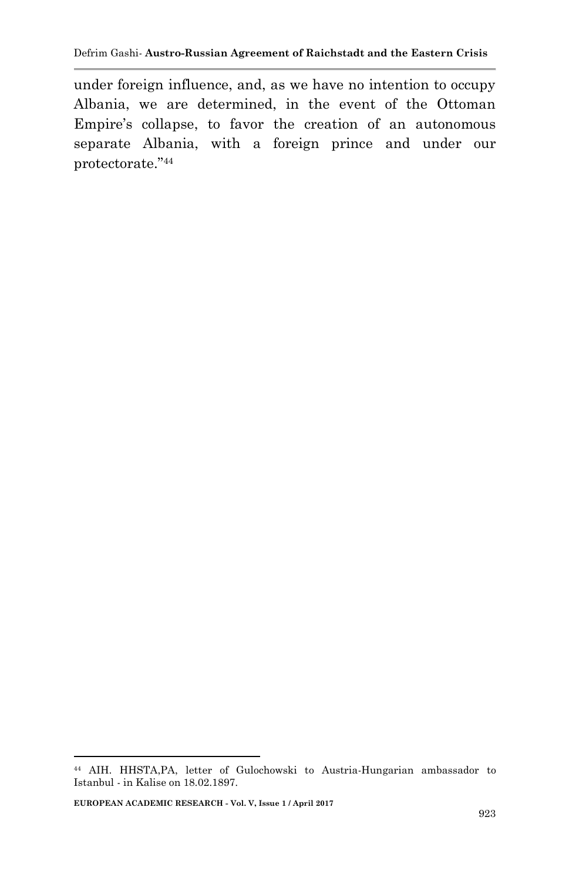under foreign influence, and, as we have no intention to occupy Albania, we are determined, in the event of the Ottoman Empire's collapse, to favor the creation of an autonomous separate Albania, with a foreign prince and under our protectorate."[44]

[44] AIH. HHSTA,PA, letter of Gulochowski to Austria-Hungarian ambassador to Istanbul - in Kalise on 18.02.1897.